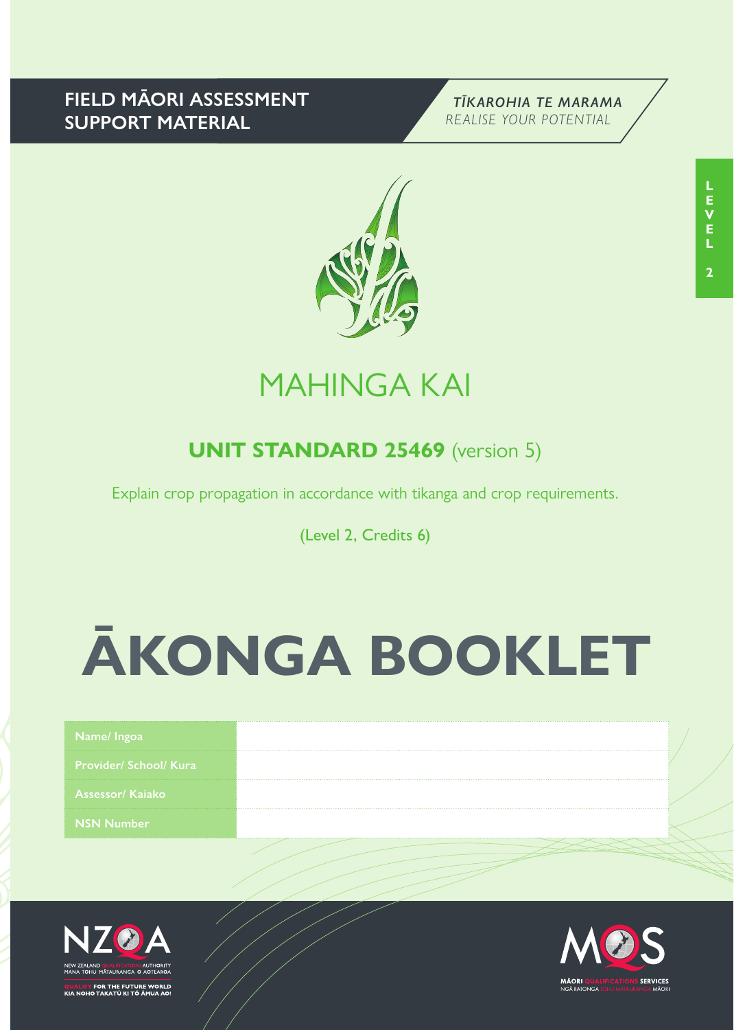**FIELD MĀORI ASSESSMENT SUPPORT MATERIAL**

*TĪKAROHIA TE MARAMA*
*REALISE YOUR POTENTIAL*

LEVEL 2

# MAHINGA KAI

## UNIT STANDARD 25469 (version 5)

Explain crop propagation in accordance with tikanga and crop requirements.

(Level 2, Credits 6)

# ĀKONGA BOOKLET

| Name/ Ingoa | |
|---|---|
| Provider/ School/ Kura | |
| Assessor/ Kaiako | |
| NSN Number | |

NZQA
NEW ZEALAND QUALIFICATIONS AUTHORITY
MANA TOHU MĀTAURANGA O AOTEAROA
QUALIFY FOR THE FUTURE WORLD
KIA NOHO TAKATŪ KI TŌ ĀMUA AO!

MQS
MĀORI QUALIFICATIONS SERVICES
NGĀ RATONGA TOHU MĀTAURANGA MĀORI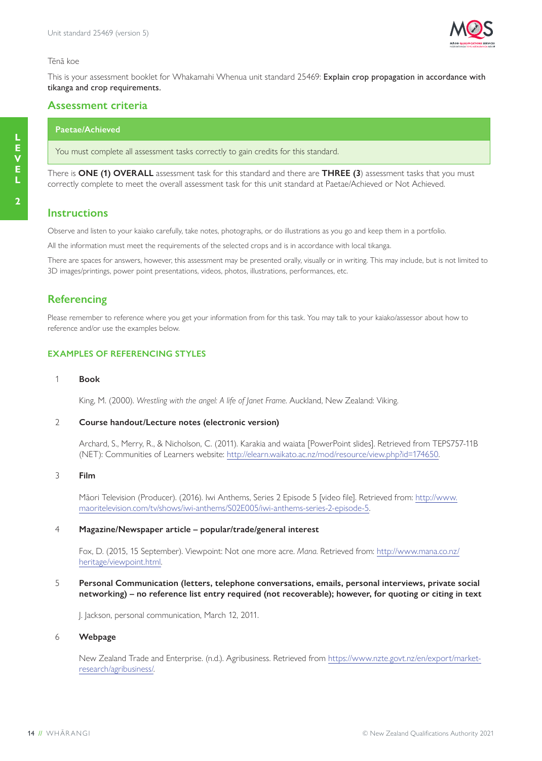Tēnā koe

This is your assessment booklet for Whakamahi Whenua unit standard 25469: **Explain crop propagation in accordance with tikanga and crop requirements.**

## Assessment criteria

| Paetae/Achieved |
| --- |
| You must complete all assessment tasks correctly to gain credits for this standard. |

There is **ONE (1) OVERALL** assessment task for this standard and there are **THREE (3**) assessment tasks that you must correctly complete to meet the overall assessment task for this unit standard at Paetae/Achieved or Not Achieved.

## Instructions

Observe and listen to your kaiako carefully, take notes, photographs, or do illustrations as you go and keep them in a portfolio.

All the information must meet the requirements of the selected crops and is in accordance with local tikanga.

There are spaces for answers, however, this assessment may be presented orally, visually or in writing. This may include, but is not limited to 3D images/printings, power point presentations, videos, photos, illustrations, performances, etc.

## Referencing

Please remember to reference where you get your information from for this task. You may talk to your kaiako/assessor about how to reference and/or use the examples below.

### EXAMPLES OF REFERENCING STYLES

1. **Book**

   King, M. (2000). *Wrestling with the angel: A life of Janet Frame.* Auckland, New Zealand: Viking.

2. **Course handout/Lecture notes (electronic version)**

   Archard, S., Merry, R., & Nicholson, C. (2011). Karakia and waiata [PowerPoint slides]. Retrieved from TEPS757-11B (NET): Communities of Learners website: http://elearn.waikato.ac.nz/mod/resource/view.php?id=174650.

3. **Film**

   Māori Television (Producer). (2016). Iwi Anthems, Series 2 Episode 5 [video file]. Retrieved from: http://www.maoritelevision.com/tv/shows/iwi-anthems/S02E005/iwi-anthems-series-2-episode-5.

4. **Magazine/Newspaper article – popular/trade/general interest**

   Fox, D. (2015, 15 September). Viewpoint: Not one more acre. *Mana.* Retrieved from: http://www.mana.co.nz/heritage/viewpoint.html.

5. **Personal Communication (letters, telephone conversations, emails, personal interviews, private social networking) – no reference list entry required (not recoverable); however, for quoting or citing in text**

   J. Jackson, personal communication, March 12, 2011.

6. **Webpage**

   New Zealand Trade and Enterprise. (n.d.). Agribusiness. Retrieved from https://www.nzte.govt.nz/en/export/market-research/agribusiness/.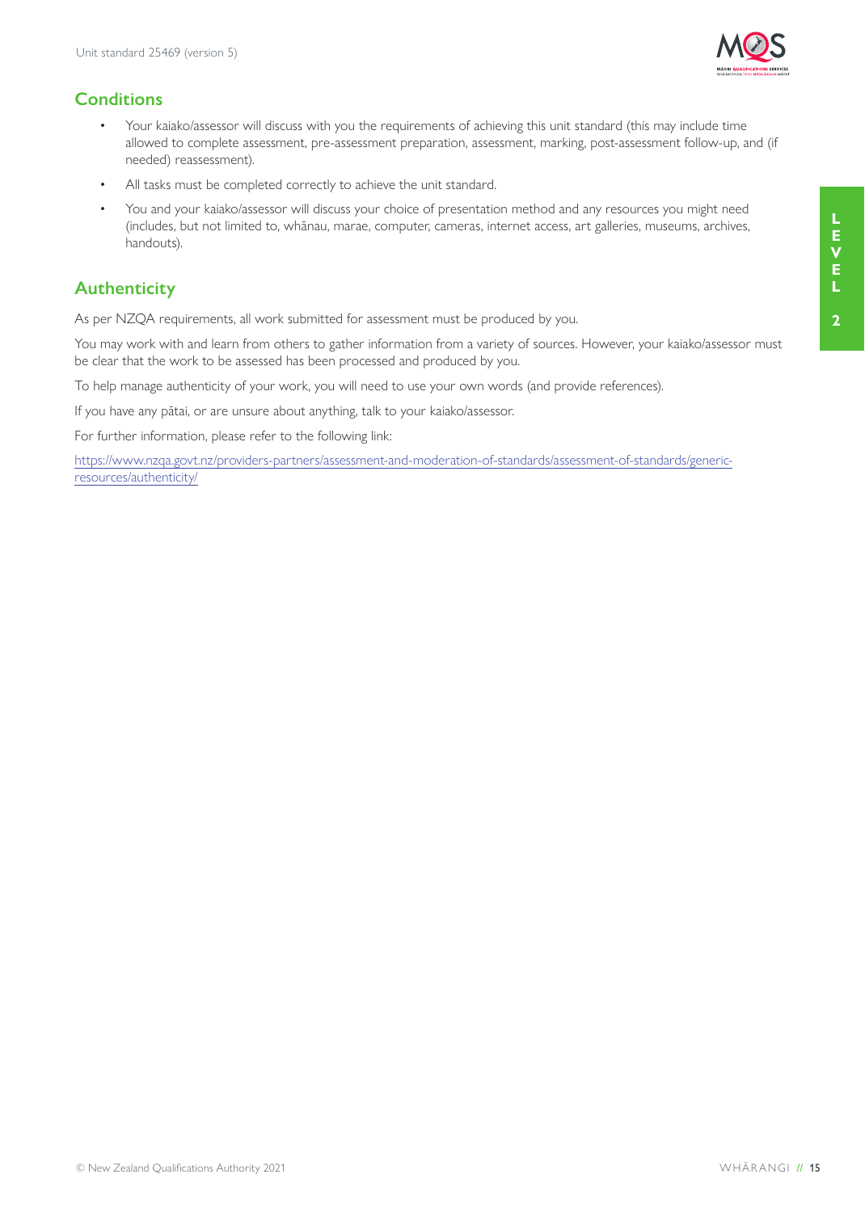## Conditions

- Your kaiako/assessor will discuss with you the requirements of achieving this unit standard (this may include time allowed to complete assessment, pre-assessment preparation, assessment, marking, post-assessment follow-up, and (if needed) reassessment).
- All tasks must be completed correctly to achieve the unit standard.
- You and your kaiako/assessor will discuss your choice of presentation method and any resources you might need (includes, but not limited to, whānau, marae, computer, cameras, internet access, art galleries, museums, archives, handouts).

## Authenticity

As per NZQA requirements, all work submitted for assessment must be produced by you.

You may work with and learn from others to gather information from a variety of sources. However, your kaiako/assessor must be clear that the work to be assessed has been processed and produced by you.

To help manage authenticity of your work, you will need to use your own words (and provide references).

If you have any pātai, or are unsure about anything, talk to your kaiako/assessor.

For further information, please refer to the following link:

https://www.nzqa.govt.nz/providers-partners/assessment-and-moderation-of-standards/assessment-of-standards/generic-resources/authenticity/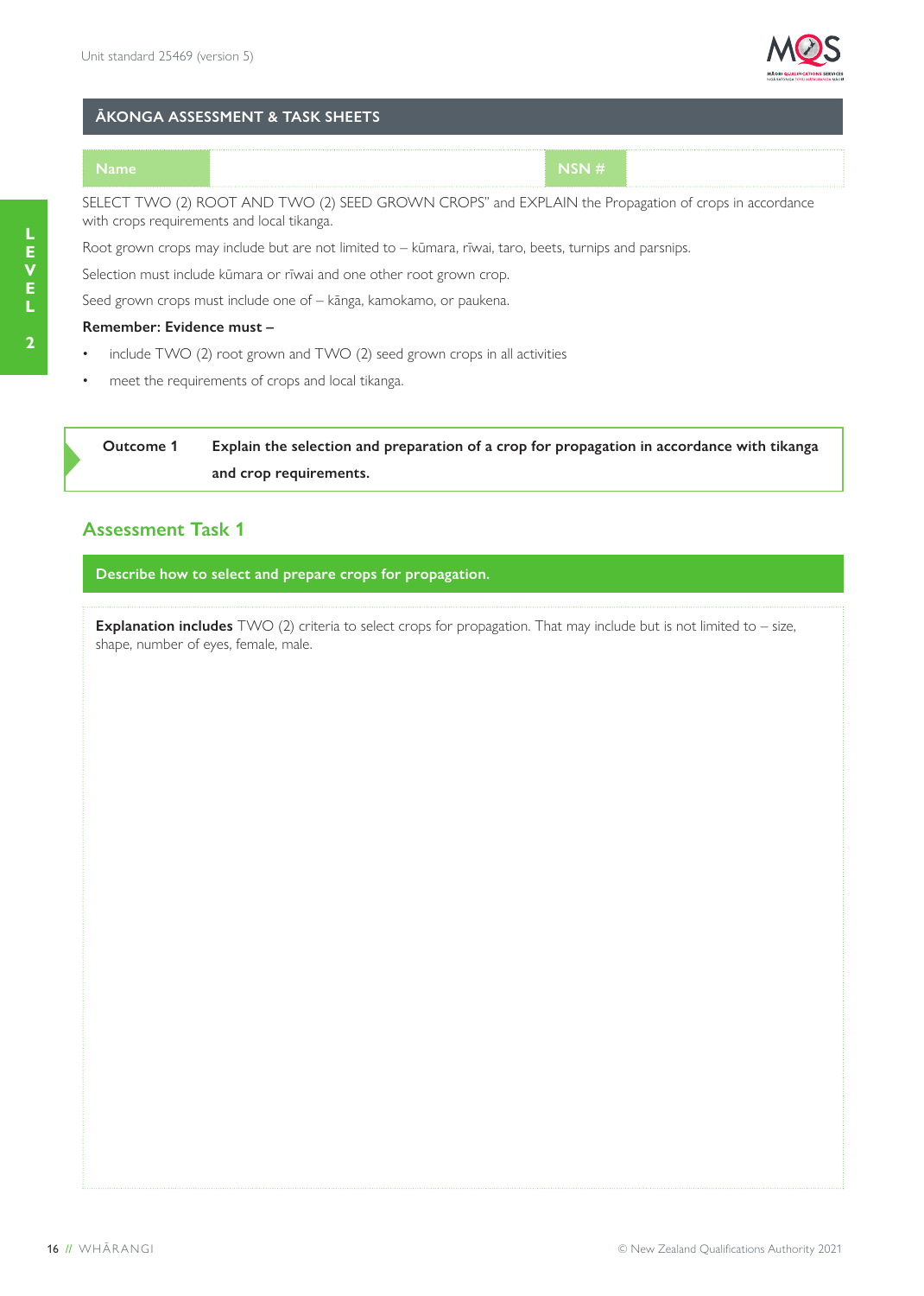## ĀKONGA ASSESSMENT & TASK SHEETS

| Name | | NSN # | |
|---|---|---|---|

SELECT TWO (2) ROOT AND TWO (2) SEED GROWN CROPS" and EXPLAIN the Propagation of crops in accordance with crops requirements and local tikanga.

Root grown crops may include but are not limited to – kūmara, rīwai, taro, beets, turnips and parsnips.

Selection must include kūmara or rīwai and one other root grown crop.

Seed grown crops must include one of – kānga, kamokamo, or paukena.

**Remember: Evidence must –**

- include TWO (2) root grown and TWO (2) seed grown crops in all activities
- meet the requirements of crops and local tikanga.

**Outcome 1** **Explain the selection and preparation of a crop for propagation in accordance with tikanga and crop requirements.**

## Assessment Task 1

**Describe how to select and prepare crops for propagation.**

**Explanation includes** TWO (2) criteria to select crops for propagation. That may include but is not limited to – size, shape, number of eyes, female, male.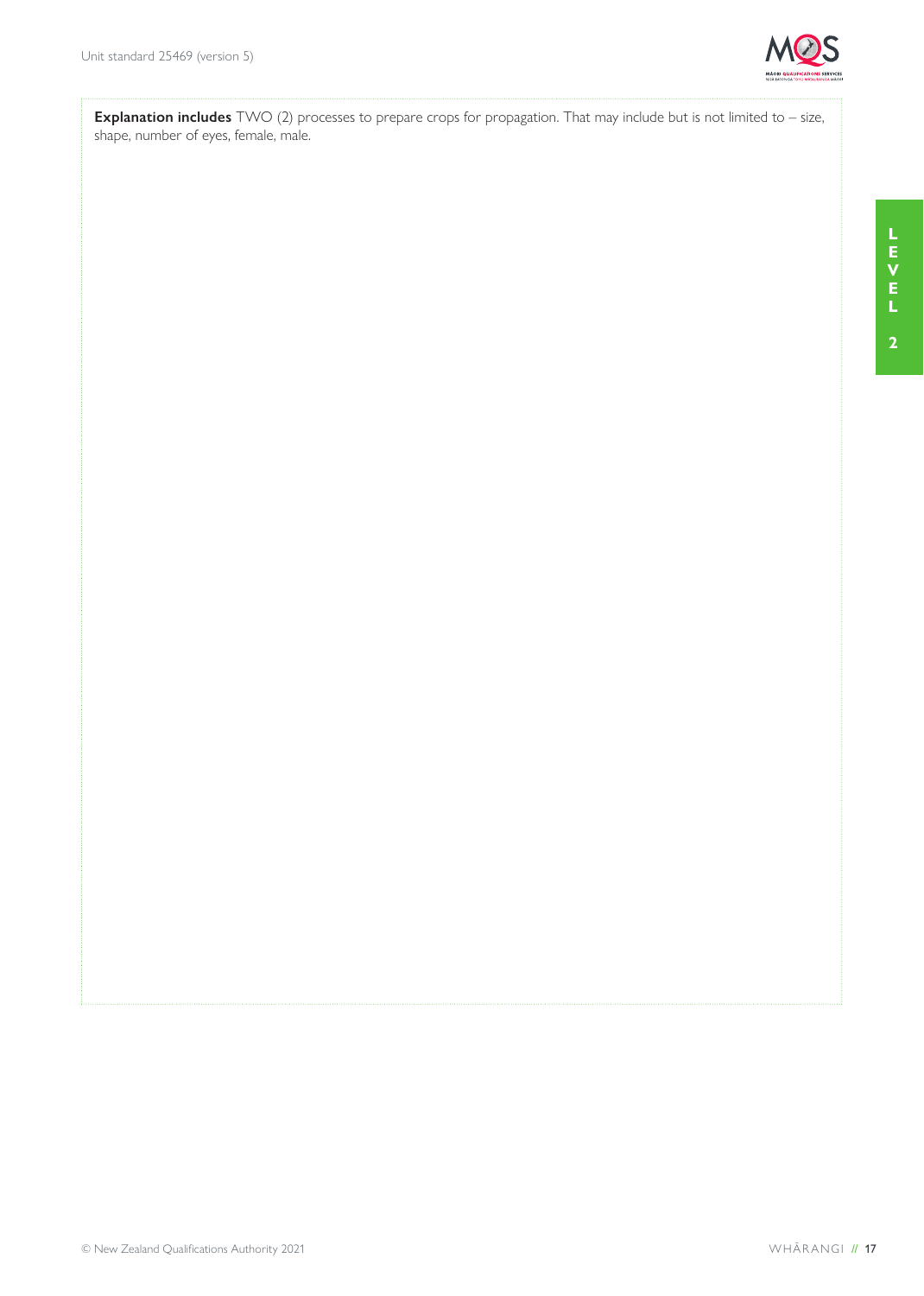**Explanation includes** TWO (2) processes to prepare crops for propagation. That may include but is not limited to – size, shape, number of eyes, female, male.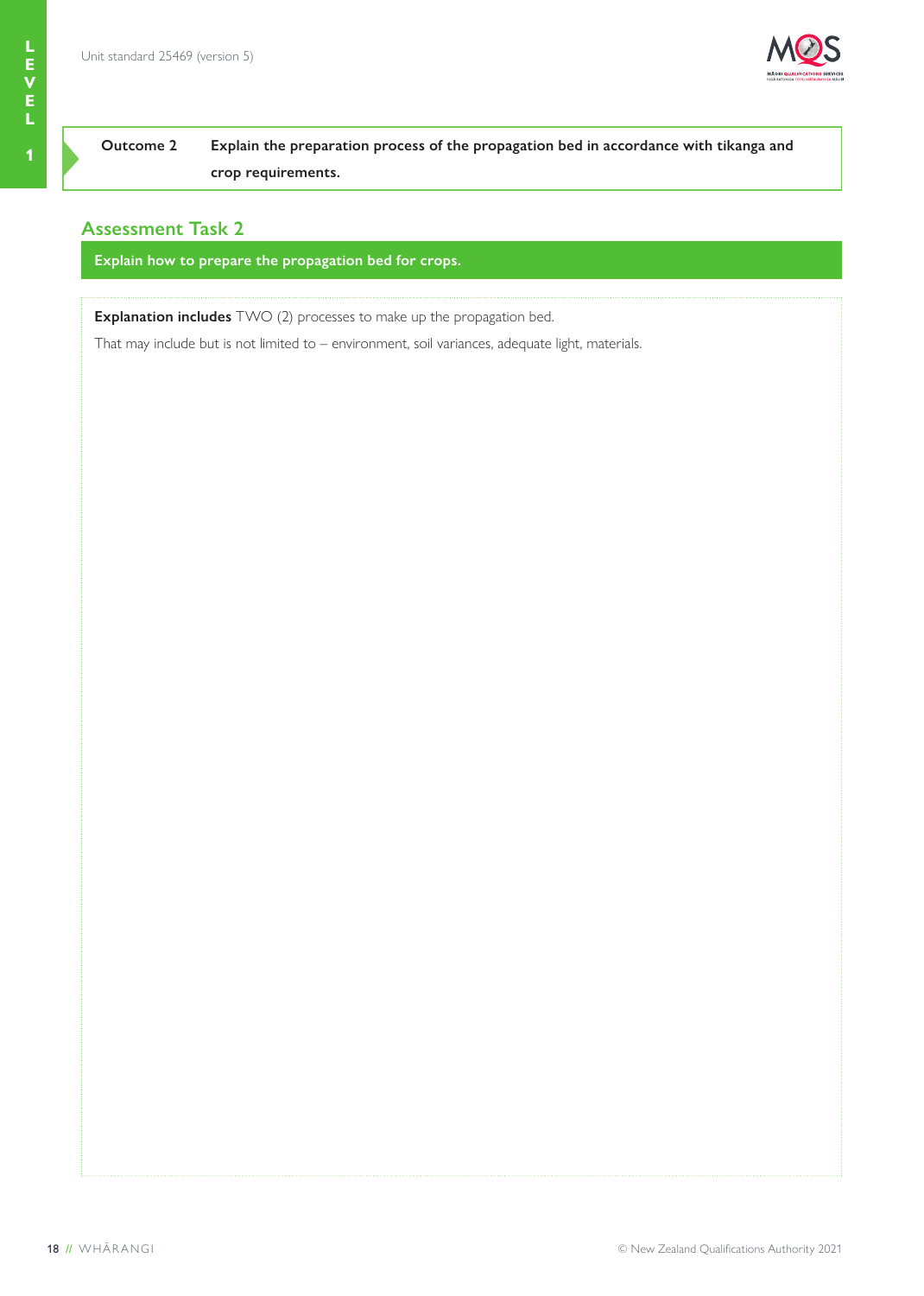**Outcome 2** Explain the preparation process of the propagation bed in accordance with tikanga and crop requirements.

## Assessment Task 2

**Explain how to prepare the propagation bed for crops.**

**Explanation includes** TWO (2) processes to make up the propagation bed.

That may include but is not limited to – environment, soil variances, adequate light, materials.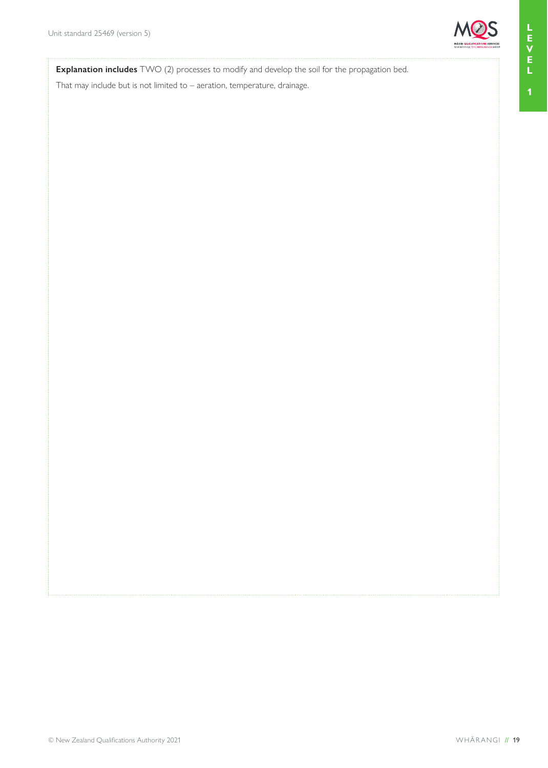**Explanation includes** TWO (2) processes to modify and develop the soil for the propagation bed.

That may include but is not limited to – aeration, temperature, drainage.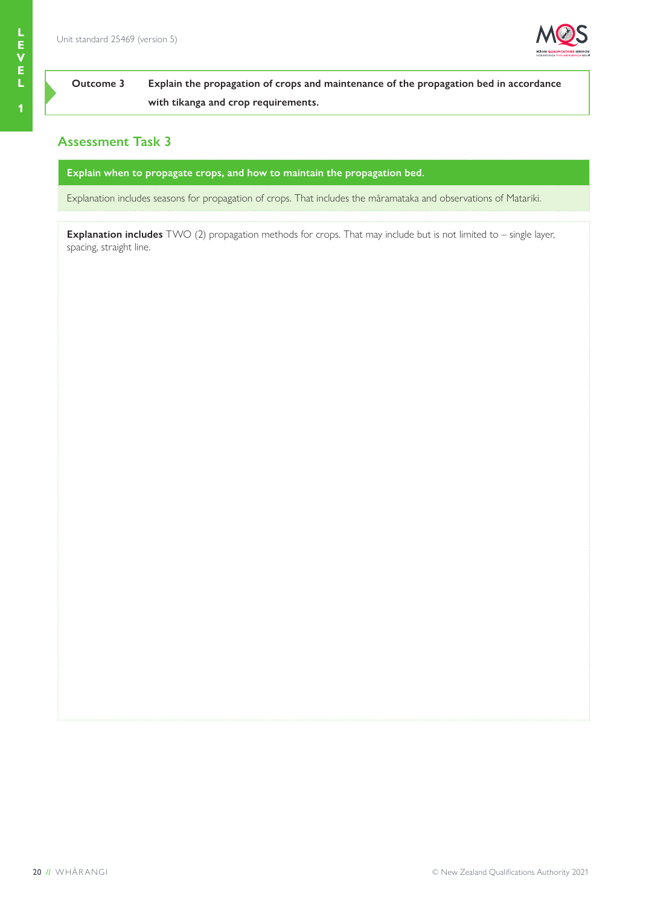| Outcome 3 | Explain the propagation of crops and maintenance of the propagation bed in accordance with tikanga and crop requirements. |
|---|---|

## Assessment Task 3

**Explain when to propagate crops, and how to maintain the propagation bed.**

Explanation includes seasons for propagation of crops. That includes the māramataka and observations of Matariki.

**Explanation includes** TWO (2) propagation methods for crops. That may include but is not limited to – single layer, spacing, straight line.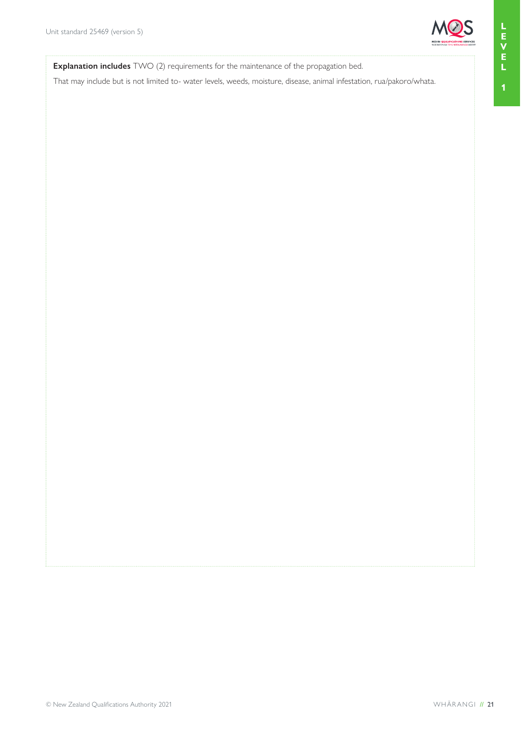**Explanation includes** TWO (2) requirements for the maintenance of the propagation bed.

That may include but is not limited to- water levels, weeds, moisture, disease, animal infestation, rua/pakoro/whata.